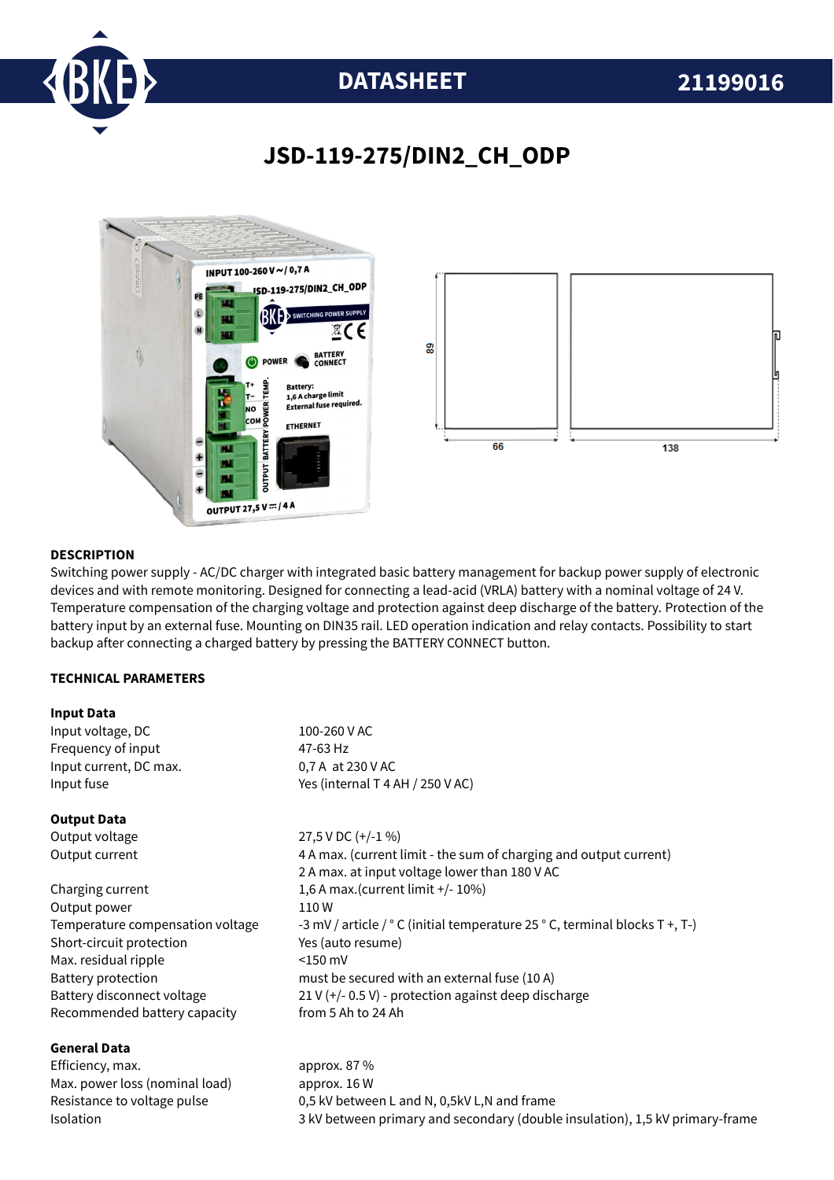DATASHEET 21199016

# JSD-119-275/DIN2_CH_ODP

## DESCRIPTION

Switching power supply - AC/DC charger with integrated basic battery management for backup power supply of electronic devices and with remote monitoring. Designed for connecting a lead-acid (VRLA) battery with a nominal voltage of 24 V. Temperature compensation of the charging voltage and protection against deep discharge of the battery. Protection of the battery input by an external fuse. Mounting on DIN35 rail. LED operation indication and relay contacts. Possibility to start backup after connecting a charged battery by pressing the BATTERY CONNECT button.

## TECHNICAL PARAMETERS

### Input Data

| | |
|---|---|
| Input voltage, DC | 100-260 V AC |
| Frequency of input | 47-63 Hz |
| Input current, DC max. | 0,7 A at 230 V AC |
| Input fuse | Yes (internal T 4 AH / 250 V AC) |

### Output Data

| | |
|---|---|
| Output voltage | 27,5 V DC (+/-1 %) |
| Output current | 4 A max. (current limit - the sum of charging and output current)<br>2 A max. at input voltage lower than 180 V AC |
| Charging current | 1,6 A max.(current limit +/- 10%) |
| Output power | 110 W |
| Temperature compensation voltage | -3 mV / article / ° C (initial temperature 25 ° C, terminal blocks T +, T-) |
| Short-circuit protection | Yes (auto resume) |
| Max. residual ripple | <150 mV |
| Battery protection | must be secured with an external fuse (10 A) |
| Battery disconnect voltage | 21 V (+/- 0.5 V) - protection against deep discharge |
| Recommended battery capacity | from 5 Ah to 24 Ah |

### General Data

| | |
|---|---|
| Efficiency, max. | approx. 87 % |
| Max. power loss (nominal load) | approx. 16 W |
| Resistance to voltage pulse | 0,5 kV between L and N, 0,5kV L,N and frame |
| Isolation | 3 kV between primary and secondary (double insulation), 1,5 kV primary-frame |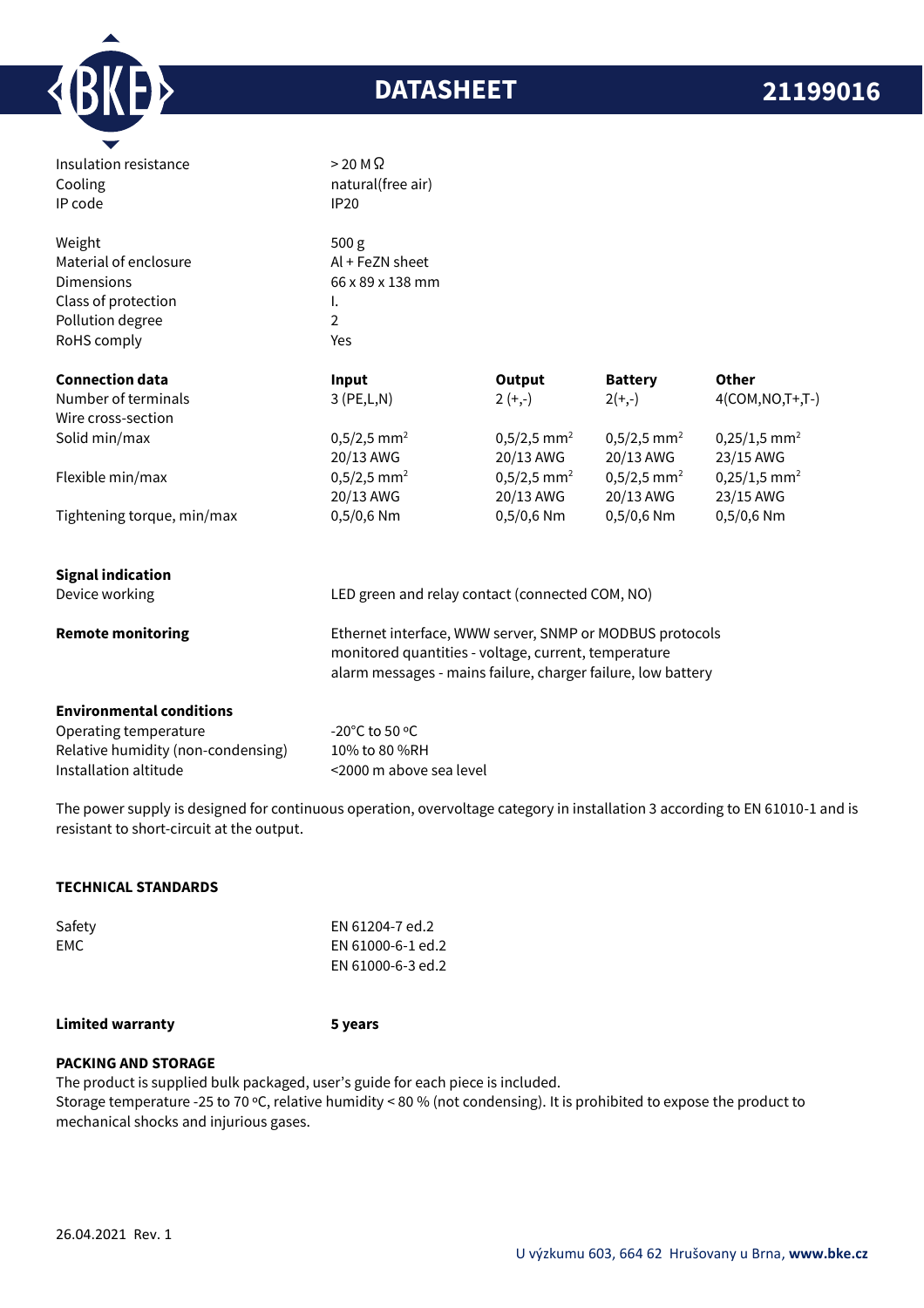| | |
|---|---|
| Insulation resistance | > 20 M Ω |
| Cooling | natural(free air) |
| IP code | IP20 |

| | |
|---|---|
| Weight | 500 g |
| Material of enclosure | Al + FeZN sheet |
| Dimensions | 66 x 89 x 138 mm |
| Class of protection | I. |
| Pollution degree | 2 |
| RoHS comply | Yes |

| **Connection data** | **Input** | **Output** | **Battery** | **Other** |
|---|---|---|---|---|
| Number of terminals | 3 (PE,L,N) | 2 (+,-) | 2(+,-) | 4(COM,NO,T+,T-) |
| Wire cross-section | | | | |
| Solid min/max | 0,5/2,5 mm$^2$ 20/13 AWG | 0,5/2,5 mm$^2$ 20/13 AWG | 0,5/2,5 mm$^2$ 20/13 AWG | 0,25/1,5 mm$^2$ 23/15 AWG |
| Flexible min/max | 0,5/2,5 mm$^2$ 20/13 AWG | 0,5/2,5 mm$^2$ 20/13 AWG | 0,5/2,5 mm$^2$ 20/13 AWG | 0,25/1,5 mm$^2$ 23/15 AWG |
| Tightening torque, min/max | 0,5/0,6 Nm | 0,5/0,6 Nm | 0,5/0,6 Nm | 0,5/0,6 Nm |

**Signal indication**

Device working — LED green and relay contact (connected COM, NO)

**Remote monitoring** — Ethernet interface, WWW server, SNMP or MODBUS protocols
monitored quantities - voltage, current, temperature
alarm messages - mains failure, charger failure, low battery

**Environmental conditions**

| | |
|---|---|
| Operating temperature | -20°C to 50 °C |
| Relative humidity (non-condensing) | 10% to 80 %RH |
| Installation altitude | <2000 m above sea level |

The power supply is designed for continuous operation, overvoltage category in installation 3 according to EN 61010-1 and is resistant to short-circuit at the output.

**TECHNICAL STANDARDS**

| | |
|---|---|
| Safety | EN 61204-7 ed.2 |
| EMC | EN 61000-6-1 ed.2 |
| | EN 61000-6-3 ed.2 |

**Limited warranty** — **5 years**

**PACKING AND STORAGE**

The product is supplied bulk packaged, user's guide for each piece is included.
Storage temperature -25 to 70 °C, relative humidity < 80 % (not condensing). It is prohibited to expose the product to mechanical shocks and injurious gases.

26.04.2021 Rev. 1

U výzkumu 603, 664 62 Hrušovany u Brna, **www.bke.cz**